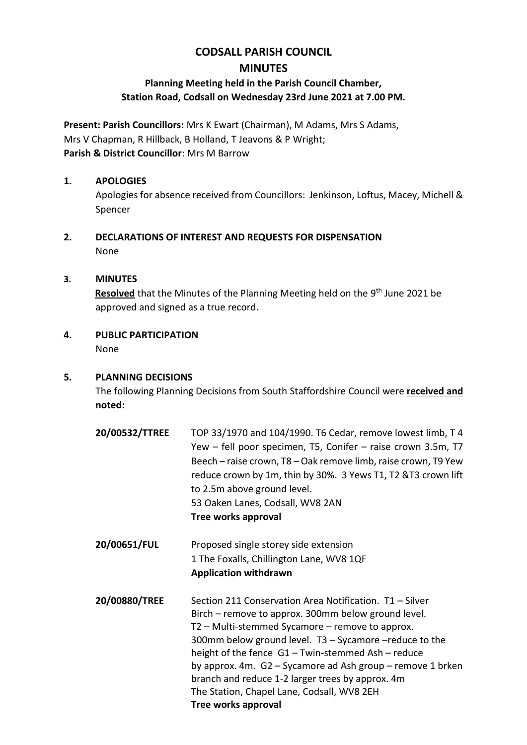# CODSALL PARISH COUNCIL

## MINUTES

### Planning Meeting held in the Parish Council Chamber, Station Road, Codsall on Wednesday 23rd June 2021 at 7.00 PM.

**Present: Parish Councillors:** Mrs K Ewart (Chairman), M Adams, Mrs S Adams, Mrs V Chapman, R Hillback, B Holland, T Jeavons & P Wright;
**Parish & District Councillor**: Mrs M Barrow

**1. APOLOGIES**

Apologies for absence received from Councillors: Jenkinson, Loftus, Macey, Michell & Spencer

**2. DECLARATIONS OF INTEREST AND REQUESTS FOR DISPENSATION**

None

**3. MINUTES**

**Resolved** that the Minutes of the Planning Meeting held on the 9th June 2021 be approved and signed as a true record.

**4. PUBLIC PARTICIPATION**

None

**5. PLANNING DECISIONS**

The following Planning Decisions from South Staffordshire Council were **received and noted:**

**20/00532/TTREE** TOP 33/1970 and 104/1990. T6 Cedar, remove lowest limb, T 4 Yew – fell poor specimen, T5, Conifer – raise crown 3.5m, T7 Beech – raise crown, T8 – Oak remove limb, raise crown, T9 Yew reduce crown by 1m, thin by 30%. 3 Yews T1, T2 &T3 crown lift to 2.5m above ground level.
53 Oaken Lanes, Codsall, WV8 2AN
**Tree works approval**

**20/00651/FUL** Proposed single storey side extension
1 The Foxalls, Chillington Lane, WV8 1QF
**Application withdrawn**

**20/00880/TREE** Section 211 Conservation Area Notification. T1 – Silver Birch – remove to approx. 300mm below ground level. T2 – Multi-stemmed Sycamore – remove to approx. 300mm below ground level. T3 – Sycamore –reduce to the height of the fence G1 – Twin-stemmed Ash – reduce by approx. 4m. G2 – Sycamore ad Ash group – remove 1 brken branch and reduce 1-2 larger trees by approx. 4m
The Station, Chapel Lane, Codsall, WV8 2EH
**Tree works approval**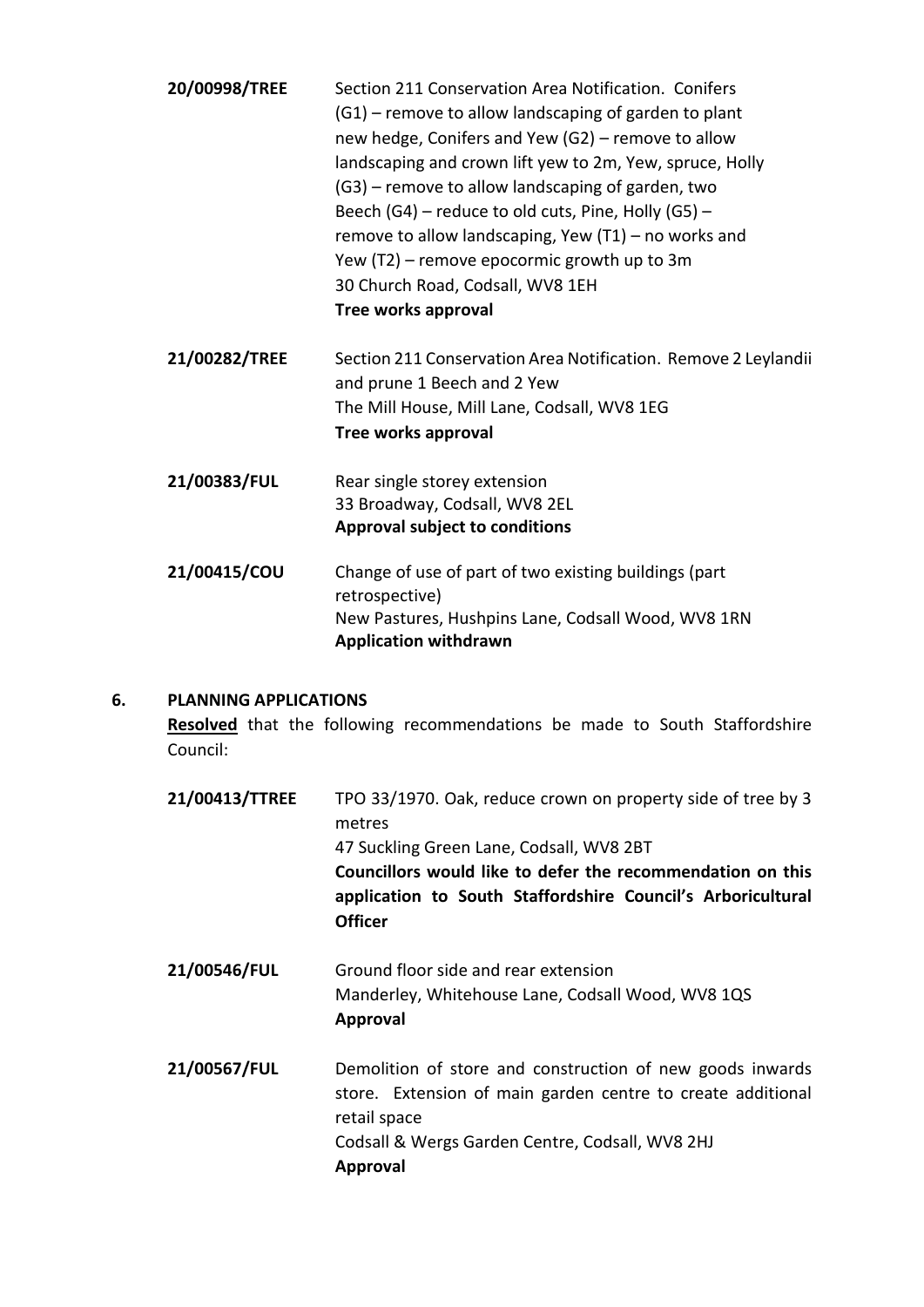**20/00998/TREE** Section 211 Conservation Area Notification. Conifers (G1) – remove to allow landscaping of garden to plant new hedge, Conifers and Yew (G2) – remove to allow landscaping and crown lift yew to 2m, Yew, spruce, Holly (G3) – remove to allow landscaping of garden, two Beech (G4) – reduce to old cuts, Pine, Holly (G5) – remove to allow landscaping, Yew (T1) – no works and Yew (T2) – remove epocormic growth up to 3m
30 Church Road, Codsall, WV8 1EH
**Tree works approval**

**21/00282/TREE** Section 211 Conservation Area Notification. Remove 2 Leylandii and prune 1 Beech and 2 Yew
The Mill House, Mill Lane, Codsall, WV8 1EG
**Tree works approval**

**21/00383/FUL** Rear single storey extension
33 Broadway, Codsall, WV8 2EL
**Approval subject to conditions**

**21/00415/COU** Change of use of part of two existing buildings (part retrospective)
New Pastures, Hushpins Lane, Codsall Wood, WV8 1RN
**Application withdrawn**

## 6. PLANNING APPLICATIONS

**Resolved** that the following recommendations be made to South Staffordshire Council:

**21/00413/TTREE** TPO 33/1970. Oak, reduce crown on property side of tree by 3 metres
47 Suckling Green Lane, Codsall, WV8 2BT
**Councillors would like to defer the recommendation on this application to South Staffordshire Council's Arboricultural Officer**

**21/00546/FUL** Ground floor side and rear extension
Manderley, Whitehouse Lane, Codsall Wood, WV8 1QS
**Approval**

**21/00567/FUL** Demolition of store and construction of new goods inwards store. Extension of main garden centre to create additional retail space
Codsall & Wergs Garden Centre, Codsall, WV8 2HJ
**Approval**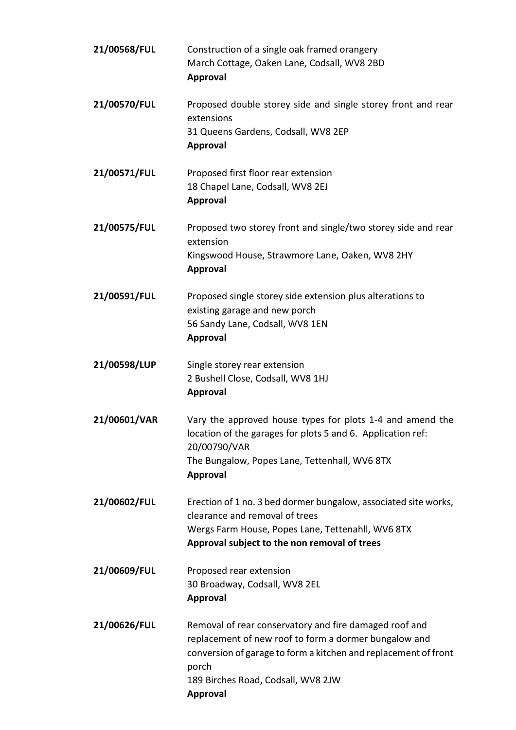**21/00568/FUL** Construction of a single oak framed orangery
March Cottage, Oaken Lane, Codsall, WV8 2BD
**Approval**

**21/00570/FUL** Proposed double storey side and single storey front and rear extensions
31 Queens Gardens, Codsall, WV8 2EP
**Approval**

**21/00571/FUL** Proposed first floor rear extension
18 Chapel Lane, Codsall, WV8 2EJ
**Approval**

**21/00575/FUL** Proposed two storey front and single/two storey side and rear extension
Kingswood House, Strawmore Lane, Oaken, WV8 2HY
**Approval**

**21/00591/FUL** Proposed single storey side extension plus alterations to existing garage and new porch
56 Sandy Lane, Codsall, WV8 1EN
**Approval**

**21/00598/LUP** Single storey rear extension
2 Bushell Close, Codsall, WV8 1HJ
**Approval**

**21/00601/VAR** Vary the approved house types for plots 1-4 and amend the location of the garages for plots 5 and 6. Application ref: 20/00790/VAR
The Bungalow, Popes Lane, Tettenhall, WV6 8TX
**Approval**

**21/00602/FUL** Erection of 1 no. 3 bed dormer bungalow, associated site works, clearance and removal of trees
Wergs Farm House, Popes Lane, Tettenahll, WV6 8TX
**Approval subject to the non removal of trees**

**21/00609/FUL** Proposed rear extension
30 Broadway, Codsall, WV8 2EL
**Approval**

**21/00626/FUL** Removal of rear conservatory and fire damaged roof and replacement of new roof to form a dormer bungalow and conversion of garage to form a kitchen and replacement of front porch
189 Birches Road, Codsall, WV8 2JW
**Approval**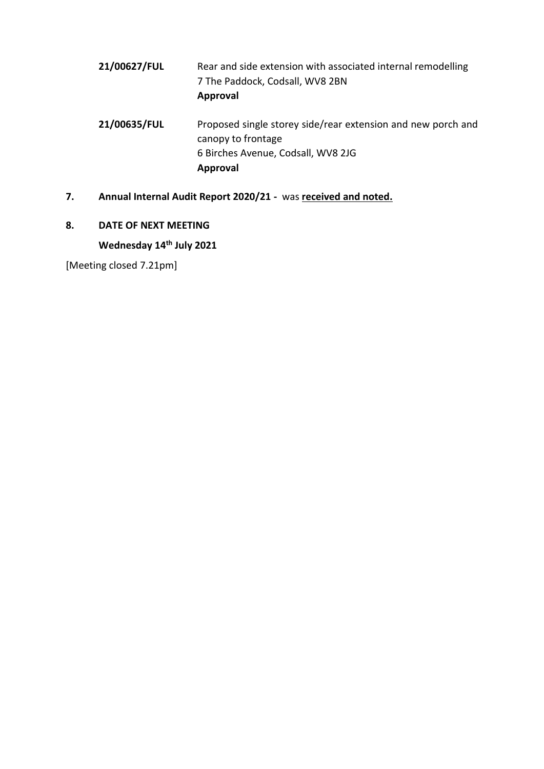**21/00627/FUL** Rear and side extension with associated internal remodelling
7 The Paddock, Codsall, WV8 2BN
**Approval**

**21/00635/FUL** Proposed single storey side/rear extension and new porch and canopy to frontage
6 Birches Avenue, Codsall, WV8 2JG
**Approval**

**7. Annual Internal Audit Report 2020/21 -** was **received and noted.**

**8. DATE OF NEXT MEETING**

**Wednesday 14th July 2021**

[Meeting closed 7.21pm]